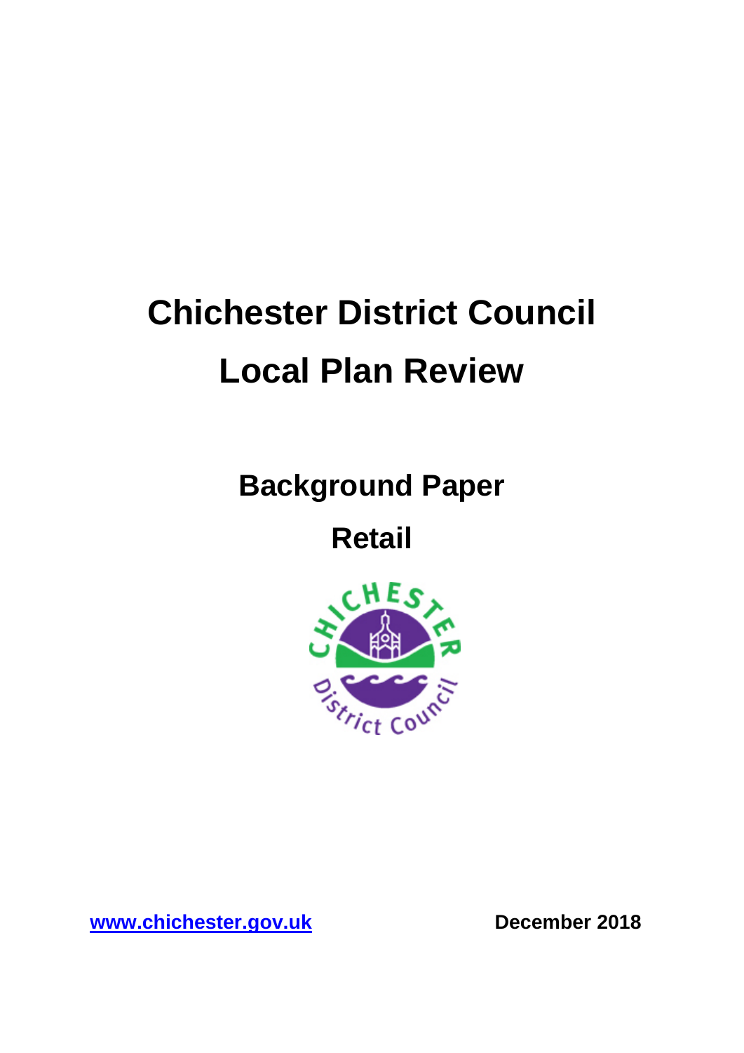# Chichester District Council

# Local Plan Review

## Background Paper

## Retail

**[www.chichester.gov.uk](http://www.chichester.gov.uk)** **December 2018**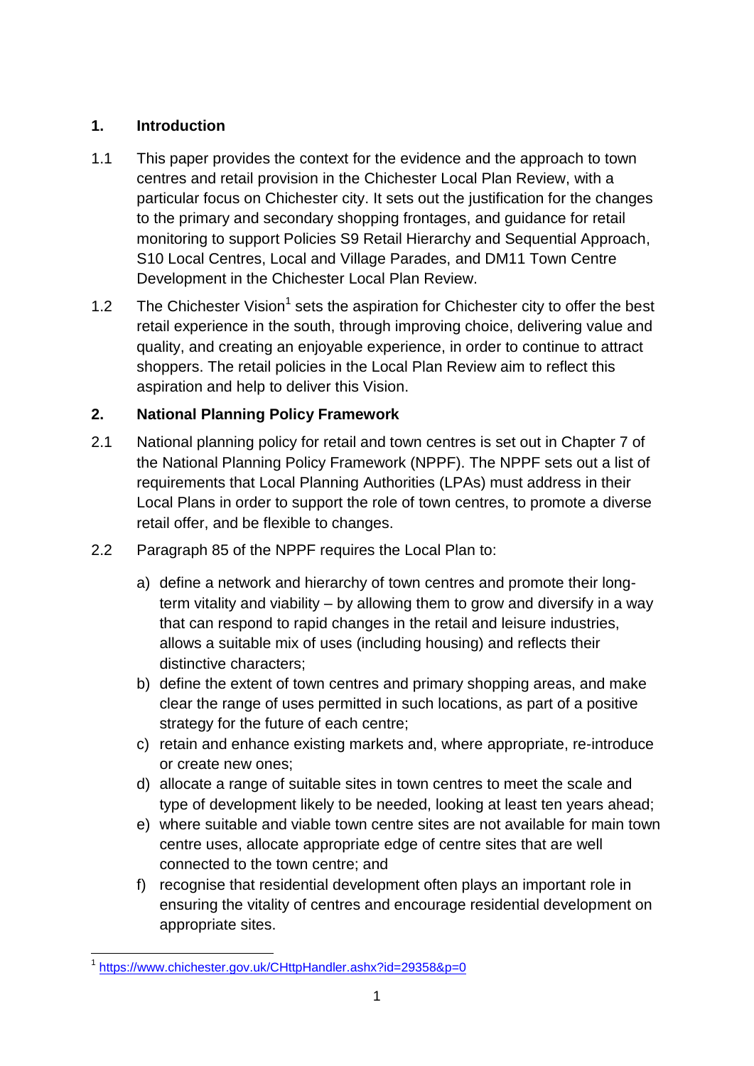## 1. Introduction

1.1 This paper provides the context for the evidence and the approach to town centres and retail provision in the Chichester Local Plan Review, with a particular focus on Chichester city. It sets out the justification for the changes to the primary and secondary shopping frontages, and guidance for retail monitoring to support Policies S9 Retail Hierarchy and Sequential Approach, S10 Local Centres, Local and Village Parades, and DM11 Town Centre Development in the Chichester Local Plan Review.

1.2 The Chichester Vision[1] sets the aspiration for Chichester city to offer the best retail experience in the south, through improving choice, delivering value and quality, and creating an enjoyable experience, in order to continue to attract shoppers. The retail policies in the Local Plan Review aim to reflect this aspiration and help to deliver this Vision.

## 2. National Planning Policy Framework

2.1 National planning policy for retail and town centres is set out in Chapter 7 of the National Planning Policy Framework (NPPF). The NPPF sets out a list of requirements that Local Planning Authorities (LPAs) must address in their Local Plans in order to support the role of town centres, to promote a diverse retail offer, and be flexible to changes.

2.2 Paragraph 85 of the NPPF requires the Local Plan to:

a) define a network and hierarchy of town centres and promote their long-term vitality and viability – by allowing them to grow and diversify in a way that can respond to rapid changes in the retail and leisure industries, allows a suitable mix of uses (including housing) and reflects their distinctive characters;
b) define the extent of town centres and primary shopping areas, and make clear the range of uses permitted in such locations, as part of a positive strategy for the future of each centre;
c) retain and enhance existing markets and, where appropriate, re-introduce or create new ones;
d) allocate a range of suitable sites in town centres to meet the scale and type of development likely to be needed, looking at least ten years ahead;
e) where suitable and viable town centre sites are not available for main town centre uses, allocate appropriate edge of centre sites that are well connected to the town centre; and
f) recognise that residential development often plays an important role in ensuring the vitality of centres and encourage residential development on appropriate sites.

---

[1] https://www.chichester.gov.uk/CHttpHandler.ashx?id=29358&p=0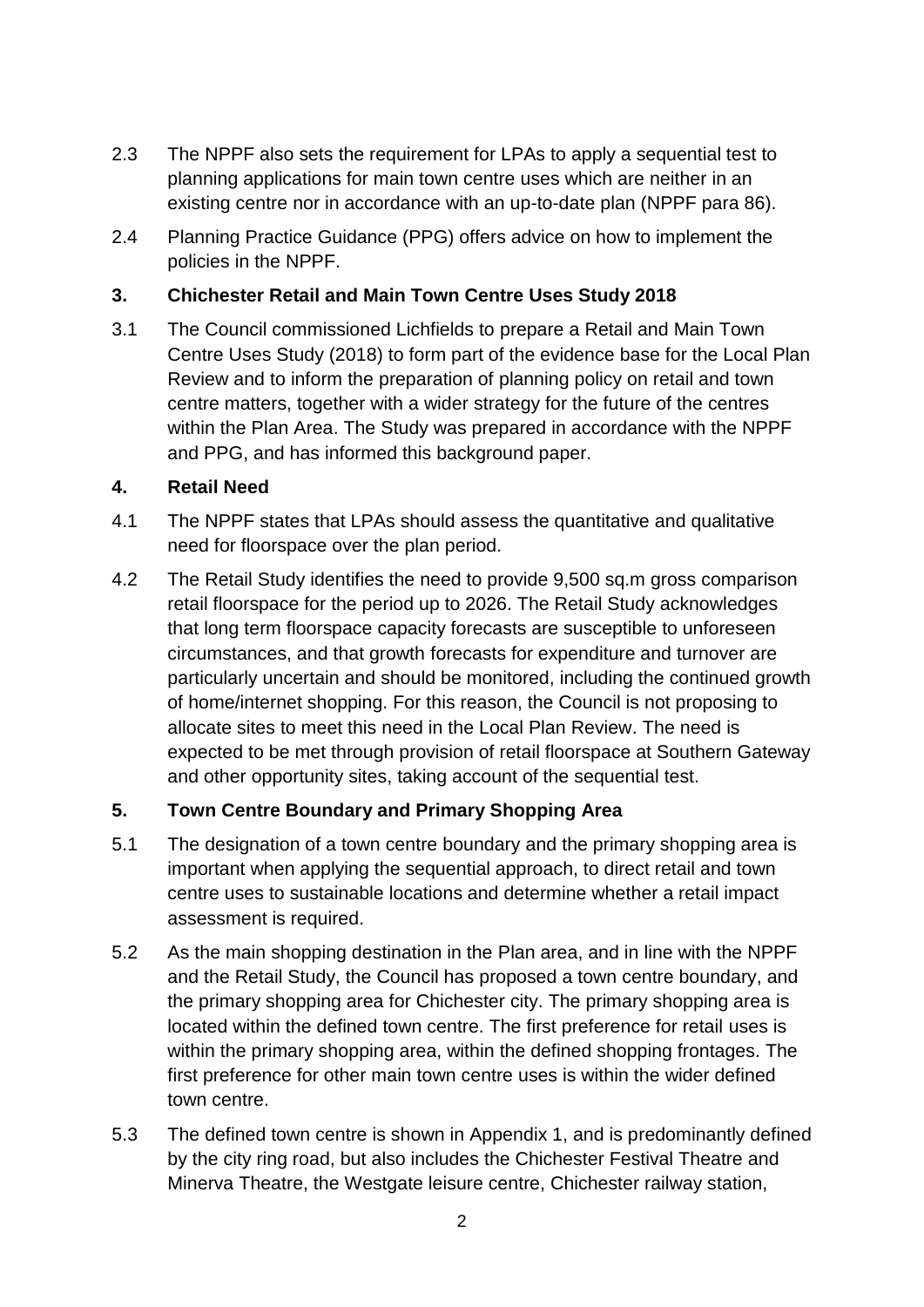2.3 The NPPF also sets the requirement for LPAs to apply a sequential test to planning applications for main town centre uses which are neither in an existing centre nor in accordance with an up-to-date plan (NPPF para 86).

2.4 Planning Practice Guidance (PPG) offers advice on how to implement the policies in the NPPF.

## 3. Chichester Retail and Main Town Centre Uses Study 2018

3.1 The Council commissioned Lichfields to prepare a Retail and Main Town Centre Uses Study (2018) to form part of the evidence base for the Local Plan Review and to inform the preparation of planning policy on retail and town centre matters, together with a wider strategy for the future of the centres within the Plan Area. The Study was prepared in accordance with the NPPF and PPG, and has informed this background paper.

## 4. Retail Need

4.1 The NPPF states that LPAs should assess the quantitative and qualitative need for floorspace over the plan period.

4.2 The Retail Study identifies the need to provide 9,500 sq.m gross comparison retail floorspace for the period up to 2026. The Retail Study acknowledges that long term floorspace capacity forecasts are susceptible to unforeseen circumstances, and that growth forecasts for expenditure and turnover are particularly uncertain and should be monitored, including the continued growth of home/internet shopping. For this reason, the Council is not proposing to allocate sites to meet this need in the Local Plan Review. The need is expected to be met through provision of retail floorspace at Southern Gateway and other opportunity sites, taking account of the sequential test.

## 5. Town Centre Boundary and Primary Shopping Area

5.1 The designation of a town centre boundary and the primary shopping area is important when applying the sequential approach, to direct retail and town centre uses to sustainable locations and determine whether a retail impact assessment is required.

5.2 As the main shopping destination in the Plan area, and in line with the NPPF and the Retail Study, the Council has proposed a town centre boundary, and the primary shopping area for Chichester city. The primary shopping area is located within the defined town centre. The first preference for retail uses is within the primary shopping area, within the defined shopping frontages. The first preference for other main town centre uses is within the wider defined town centre.

5.3 The defined town centre is shown in Appendix 1, and is predominantly defined by the city ring road, but also includes the Chichester Festival Theatre and Minerva Theatre, the Westgate leisure centre, Chichester railway station,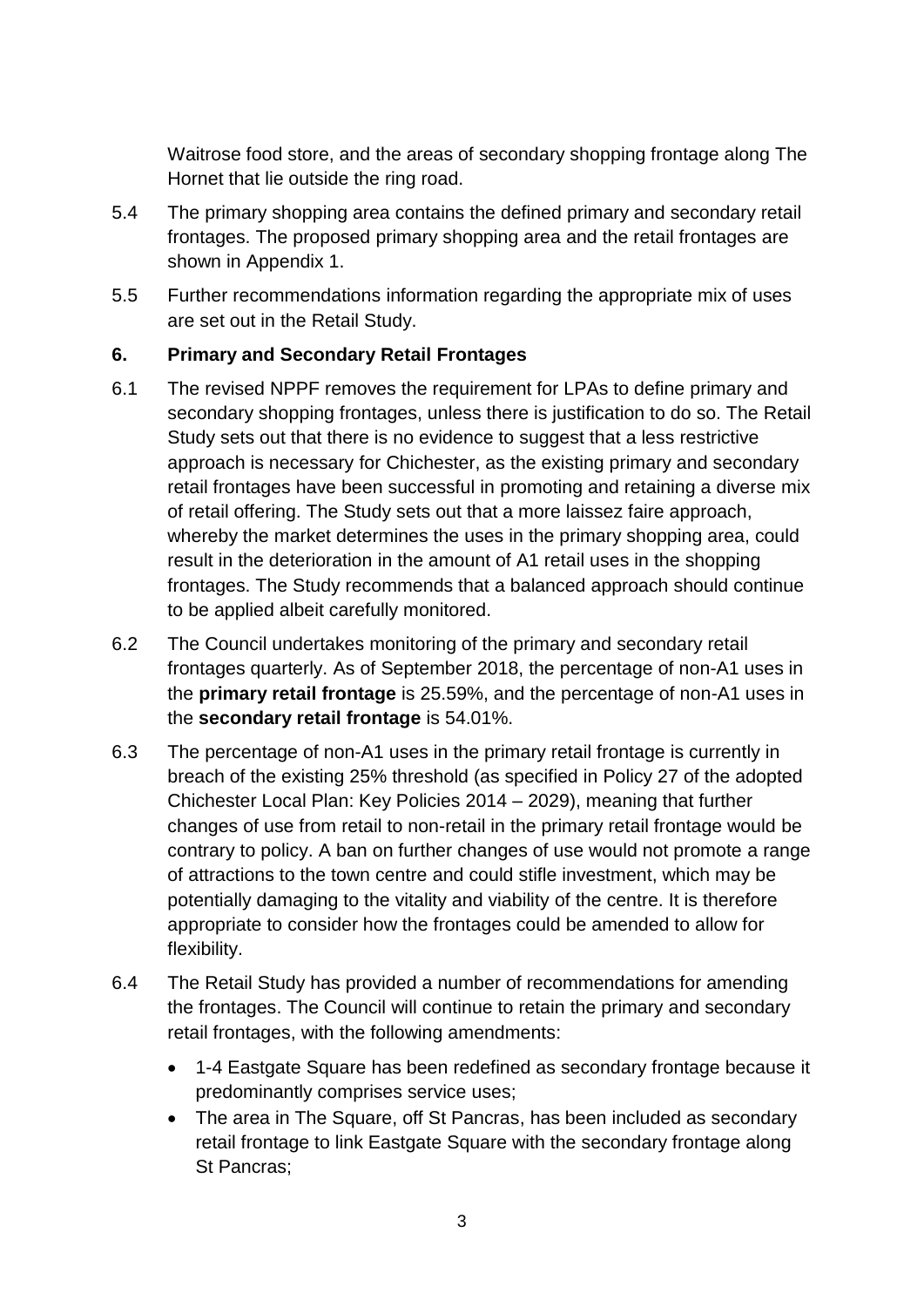Waitrose food store, and the areas of secondary shopping frontage along The Hornet that lie outside the ring road.

5.4 The primary shopping area contains the defined primary and secondary retail frontages. The proposed primary shopping area and the retail frontages are shown in Appendix 1.

5.5 Further recommendations information regarding the appropriate mix of uses are set out in the Retail Study.

## 6. Primary and Secondary Retail Frontages

6.1 The revised NPPF removes the requirement for LPAs to define primary and secondary shopping frontages, unless there is justification to do so. The Retail Study sets out that there is no evidence to suggest that a less restrictive approach is necessary for Chichester, as the existing primary and secondary retail frontages have been successful in promoting and retaining a diverse mix of retail offering. The Study sets out that a more laissez faire approach, whereby the market determines the uses in the primary shopping area, could result in the deterioration in the amount of A1 retail uses in the shopping frontages. The Study recommends that a balanced approach should continue to be applied albeit carefully monitored.

6.2 The Council undertakes monitoring of the primary and secondary retail frontages quarterly. As of September 2018, the percentage of non-A1 uses in the **primary retail frontage** is 25.59%, and the percentage of non-A1 uses in the **secondary retail frontage** is 54.01%.

6.3 The percentage of non-A1 uses in the primary retail frontage is currently in breach of the existing 25% threshold (as specified in Policy 27 of the adopted Chichester Local Plan: Key Policies 2014 – 2029), meaning that further changes of use from retail to non-retail in the primary retail frontage would be contrary to policy. A ban on further changes of use would not promote a range of attractions to the town centre and could stifle investment, which may be potentially damaging to the vitality and viability of the centre. It is therefore appropriate to consider how the frontages could be amended to allow for flexibility.

6.4 The Retail Study has provided a number of recommendations for amending the frontages. The Council will continue to retain the primary and secondary retail frontages, with the following amendments:

- 1-4 Eastgate Square has been redefined as secondary frontage because it predominantly comprises service uses;
- The area in The Square, off St Pancras, has been included as secondary retail frontage to link Eastgate Square with the secondary frontage along St Pancras;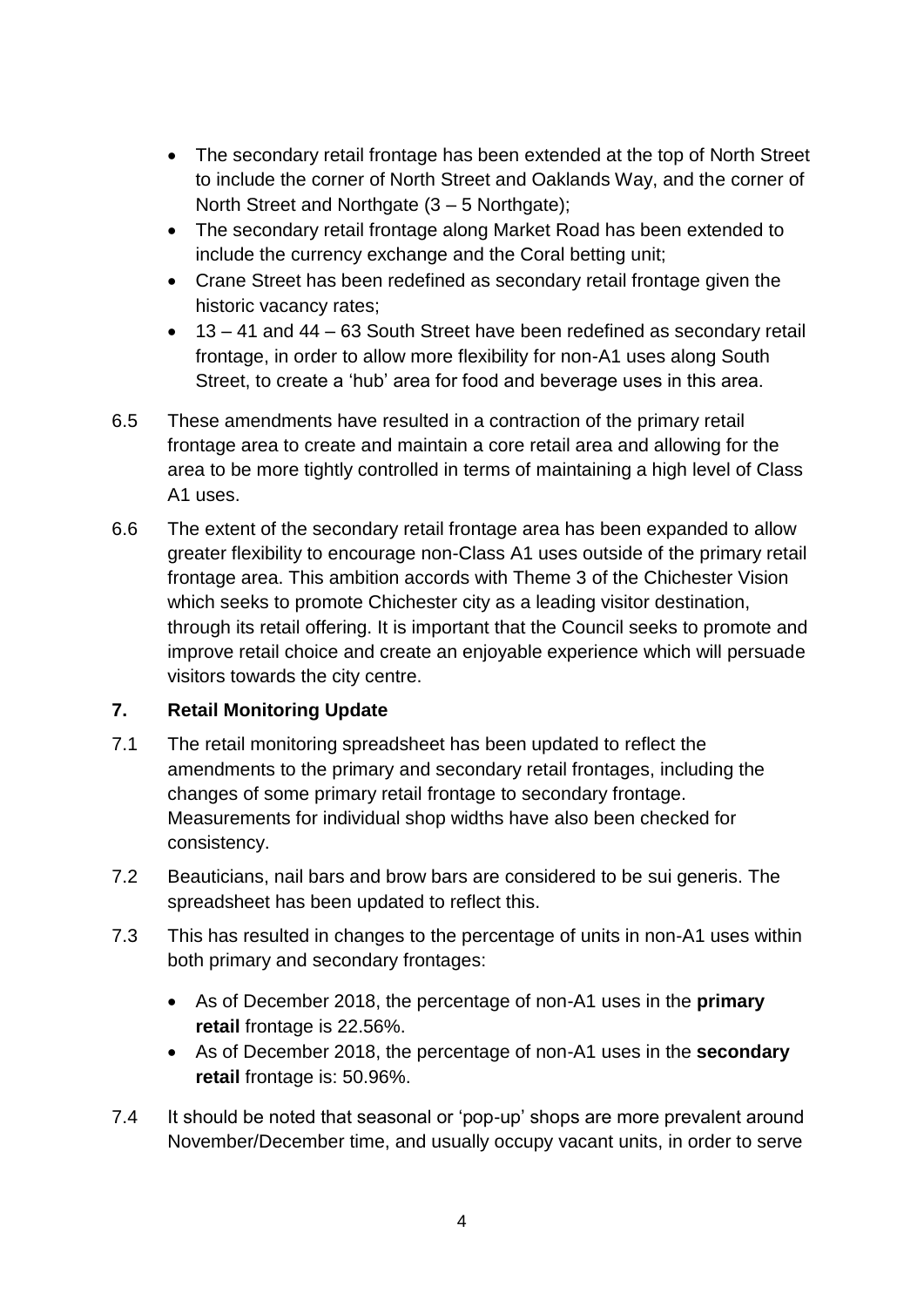- The secondary retail frontage has been extended at the top of North Street to include the corner of North Street and Oaklands Way, and the corner of North Street and Northgate (3 – 5 Northgate);
- The secondary retail frontage along Market Road has been extended to include the currency exchange and the Coral betting unit;
- Crane Street has been redefined as secondary retail frontage given the historic vacancy rates;
- 13 – 41 and 44 – 63 South Street have been redefined as secondary retail frontage, in order to allow more flexibility for non-A1 uses along South Street, to create a 'hub' area for food and beverage uses in this area.

6.5 These amendments have resulted in a contraction of the primary retail frontage area to create and maintain a core retail area and allowing for the area to be more tightly controlled in terms of maintaining a high level of Class A1 uses.

6.6 The extent of the secondary retail frontage area has been expanded to allow greater flexibility to encourage non-Class A1 uses outside of the primary retail frontage area. This ambition accords with Theme 3 of the Chichester Vision which seeks to promote Chichester city as a leading visitor destination, through its retail offering. It is important that the Council seeks to promote and improve retail choice and create an enjoyable experience which will persuade visitors towards the city centre.

## 7. Retail Monitoring Update

7.1 The retail monitoring spreadsheet has been updated to reflect the amendments to the primary and secondary retail frontages, including the changes of some primary retail frontage to secondary frontage. Measurements for individual shop widths have also been checked for consistency.

7.2 Beauticians, nail bars and brow bars are considered to be sui generis. The spreadsheet has been updated to reflect this.

7.3 This has resulted in changes to the percentage of units in non-A1 uses within both primary and secondary frontages:

- As of December 2018, the percentage of non-A1 uses in the **primary retail** frontage is 22.56%.
- As of December 2018, the percentage of non-A1 uses in the **secondary retail** frontage is: 50.96%.

7.4 It should be noted that seasonal or 'pop-up' shops are more prevalent around November/December time, and usually occupy vacant units, in order to serve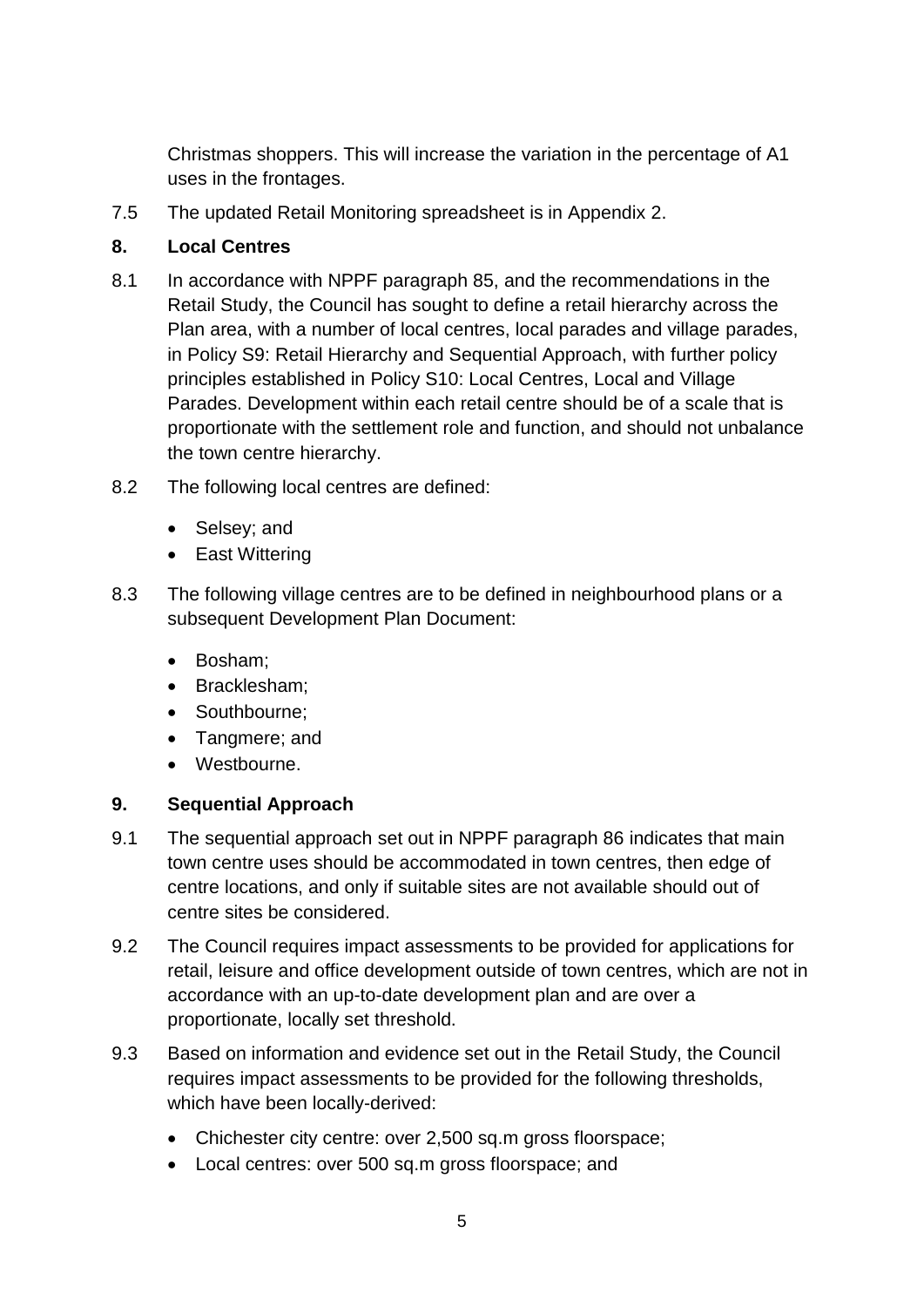Christmas shoppers. This will increase the variation in the percentage of A1 uses in the frontages.

7.5 The updated Retail Monitoring spreadsheet is in Appendix 2.

## 8. Local Centres

8.1 In accordance with NPPF paragraph 85, and the recommendations in the Retail Study, the Council has sought to define a retail hierarchy across the Plan area, with a number of local centres, local parades and village parades, in Policy S9: Retail Hierarchy and Sequential Approach, with further policy principles established in Policy S10: Local Centres, Local and Village Parades. Development within each retail centre should be of a scale that is proportionate with the settlement role and function, and should not unbalance the town centre hierarchy.

8.2 The following local centres are defined:

- Selsey; and
- East Wittering

8.3 The following village centres are to be defined in neighbourhood plans or a subsequent Development Plan Document:

- Bosham;
- Bracklesham;
- Southbourne;
- Tangmere; and
- Westbourne.

## 9. Sequential Approach

9.1 The sequential approach set out in NPPF paragraph 86 indicates that main town centre uses should be accommodated in town centres, then edge of centre locations, and only if suitable sites are not available should out of centre sites be considered.

9.2 The Council requires impact assessments to be provided for applications for retail, leisure and office development outside of town centres, which are not in accordance with an up-to-date development plan and are over a proportionate, locally set threshold.

9.3 Based on information and evidence set out in the Retail Study, the Council requires impact assessments to be provided for the following thresholds, which have been locally-derived:

- Chichester city centre: over 2,500 sq.m gross floorspace;
- Local centres: over 500 sq.m gross floorspace; and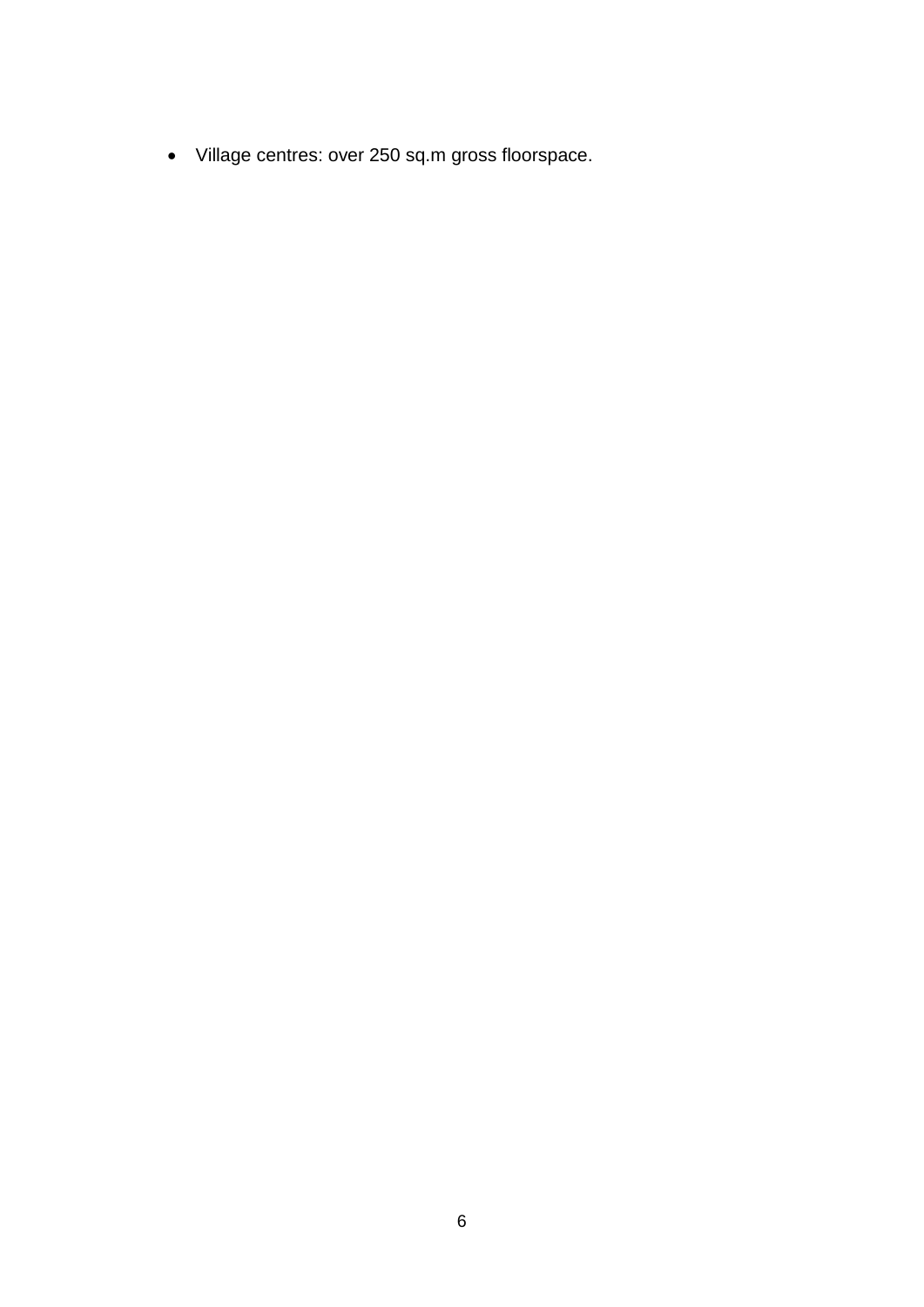- Village centres: over 250 sq.m gross floorspace.